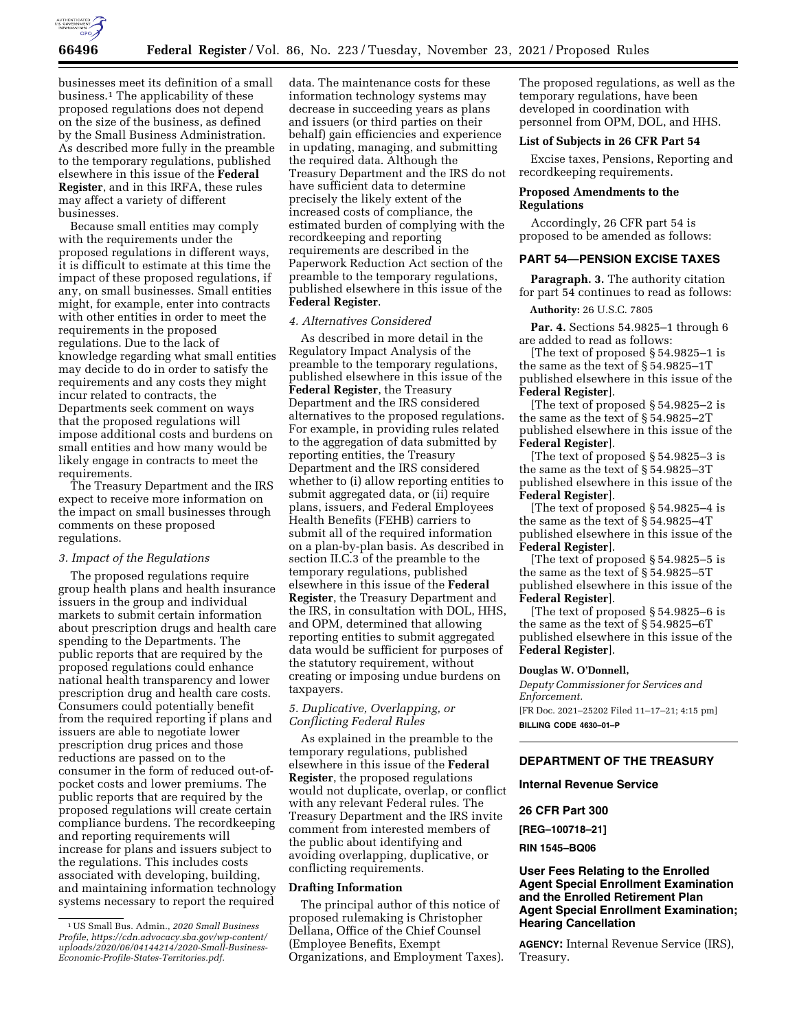businesses meet its definition of a small business.[1] The applicability of these proposed regulations does not depend on the size of the business, as defined by the Small Business Administration. As described more fully in the preamble to the temporary regulations, published elsewhere in this issue of the **Federal Register**, and in this IRFA, these rules may affect a variety of different businesses.

Because small entities may comply with the requirements under the proposed regulations in different ways, it is difficult to estimate at this time the impact of these proposed regulations, if any, on small businesses. Small entities might, for example, enter into contracts with other entities in order to meet the requirements in the proposed regulations. Due to the lack of knowledge regarding what small entities may decide to do in order to satisfy the requirements and any costs they might incur related to contracts, the Departments seek comment on ways that the proposed regulations will impose additional costs and burdens on small entities and how many would be likely engage in contracts to meet the requirements.

The Treasury Department and the IRS expect to receive more information on the impact on small businesses through comments on these proposed regulations.

*3. Impact of the Regulations*

The proposed regulations require group health plans and health insurance issuers in the group and individual markets to submit certain information about prescription drugs and health care spending to the Departments. The public reports that are required by the proposed regulations could enhance national health transparency and lower prescription drug and health care costs. Consumers could potentially benefit from the required reporting if plans and issuers are able to negotiate lower prescription drug prices and those reductions are passed on to the consumer in the form of reduced out-of-pocket costs and lower premiums. The public reports that are required by the proposed regulations will create certain compliance burdens. The recordkeeping and reporting requirements will increase for plans and issuers subject to the regulations. This includes costs associated with developing, building, and maintaining information technology systems necessary to report the required data. The maintenance costs for these information technology systems may decrease in succeeding years as plans and issuers (or third parties on their behalf) gain efficiencies and experience in updating, managing, and submitting the required data. Although the Treasury Department and the IRS do not have sufficient data to determine precisely the likely extent of the increased costs of compliance, the estimated burden of complying with the recordkeeping and reporting requirements are described in the Paperwork Reduction Act section of the preamble to the temporary regulations, published elsewhere in this issue of the **Federal Register**.

*4. Alternatives Considered*

As described in more detail in the Regulatory Impact Analysis of the preamble to the temporary regulations, published elsewhere in this issue of the **Federal Register**, the Treasury Department and the IRS considered alternatives to the proposed regulations. For example, in providing rules related to the aggregation of data submitted by reporting entities, the Treasury Department and the IRS considered whether to (i) allow reporting entities to submit aggregated data, or (ii) require plans, issuers, and Federal Employees Health Benefits (FEHB) carriers to submit all of the required information on a plan-by-plan basis. As described in section II.C.3 of the preamble to the temporary regulations, published elsewhere in this issue of the **Federal Register**, the Treasury Department and the IRS, in consultation with DOL, HHS, and OPM, determined that allowing reporting entities to submit aggregated data would be sufficient for purposes of the statutory requirement, without creating or imposing undue burdens on taxpayers.

*5. Duplicative, Overlapping, or Conflicting Federal Rules*

As explained in the preamble to the temporary regulations, published elsewhere in this issue of the **Federal Register**, the proposed regulations would not duplicate, overlap, or conflict with any relevant Federal rules. The Treasury Department and the IRS invite comment from interested members of the public about identifying and avoiding overlapping, duplicative, or conflicting requirements.

**Drafting Information**

The principal author of this notice of proposed rulemaking is Christopher Dellana, Office of the Chief Counsel (Employee Benefits, Exempt Organizations, and Employment Taxes). The proposed regulations, as well as the temporary regulations, have been developed in coordination with personnel from OPM, DOL, and HHS.

**List of Subjects in 26 CFR Part 54**

Excise taxes, Pensions, Reporting and recordkeeping requirements.

**Proposed Amendments to the Regulations**

Accordingly, 26 CFR part 54 is proposed to be amended as follows:

**PART 54—PENSION EXCISE TAXES**

**Paragraph. 3.** The authority citation for part 54 continues to read as follows:

**Authority:** 26 U.S.C. 7805

**Par. 4.** Sections 54.9825–1 through 6 are added to read as follows:

[The text of proposed § 54.9825–1 is the same as the text of § 54.9825–1T published elsewhere in this issue of the **Federal Register**].

[The text of proposed § 54.9825–2 is the same as the text of § 54.9825–2T published elsewhere in this issue of the **Federal Register**].

[The text of proposed § 54.9825–3 is the same as the text of § 54.9825–3T published elsewhere in this issue of the **Federal Register**].

[The text of proposed § 54.9825–4 is the same as the text of § 54.9825–4T published elsewhere in this issue of the **Federal Register**].

[The text of proposed § 54.9825–5 is the same as the text of § 54.9825–5T published elsewhere in this issue of the **Federal Register**].

[The text of proposed § 54.9825–6 is the same as the text of § 54.9825–6T published elsewhere in this issue of the **Federal Register**].

**Douglas W. O'Donnell,**

*Deputy Commissioner for Services and Enforcement.*

[FR Doc. 2021–25202 Filed 11–17–21; 4:15 pm]

**BILLING CODE 4630–01–P**

---

**DEPARTMENT OF THE TREASURY**

**Internal Revenue Service**

**26 CFR Part 300**

**[REG–100718–21]**

**RIN 1545–BQ06**

## User Fees Relating to the Enrolled Agent Special Enrollment Examination and the Enrolled Retirement Plan Agent Special Enrollment Examination; Hearing Cancellation

**AGENCY:** Internal Revenue Service (IRS), Treasury.

---

[1] US Small Bus. Admin., *2020 Small Business Profile, https://cdn.advocacy.sba.gov/wp-content/uploads/2020/06/04144214/2020-Small-Business-Economic-Profile-States-Territories.pdf.*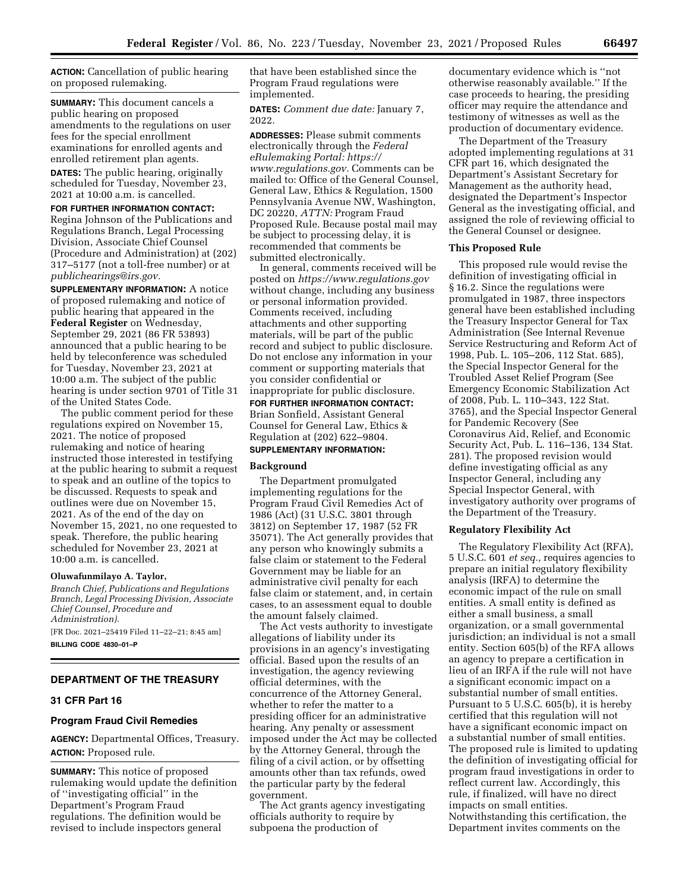**ACTION:** Cancellation of public hearing on proposed rulemaking.

**SUMMARY:** This document cancels a public hearing on proposed amendments to the regulations on user fees for the special enrollment examinations for enrolled agents and enrolled retirement plan agents.

**DATES:** The public hearing, originally scheduled for Tuesday, November 23, 2021 at 10:00 a.m. is cancelled.

**FOR FURTHER INFORMATION CONTACT:** Regina Johnson of the Publications and Regulations Branch, Legal Processing Division, Associate Chief Counsel (Procedure and Administration) at (202) 317–5177 (not a toll-free number) or at *publichearings@irs.gov.*

**SUPPLEMENTARY INFORMATION:** A notice of proposed rulemaking and notice of public hearing that appeared in the **Federal Register** on Wednesday, September 29, 2021 (86 FR 53893) announced that a public hearing to be held by teleconference was scheduled for Tuesday, November 23, 2021 at 10:00 a.m. The subject of the public hearing is under section 9701 of Title 31 of the United States Code.

The public comment period for these regulations expired on November 15, 2021. The notice of proposed rulemaking and notice of hearing instructed those interested in testifying at the public hearing to submit a request to speak and an outline of the topics to be discussed. Requests to speak and outlines were due on November 15, 2021. As of the end of the day on November 15, 2021, no one requested to speak. Therefore, the public hearing scheduled for November 23, 2021 at 10:00 a.m. is cancelled.

**Oluwafunmilayo A. Taylor,**

*Branch Chief, Publications and Regulations Branch, Legal Processing Division, Associate Chief Counsel, Procedure and Administration).*

[FR Doc. 2021–25419 Filed 11–22–21; 8:45 am]

**BILLING CODE 4830–01–P**

## DEPARTMENT OF THE TREASURY

### 31 CFR Part 16

### Program Fraud Civil Remedies

**AGENCY:** Departmental Offices, Treasury.

**ACTION:** Proposed rule.

**SUMMARY:** This notice of proposed rulemaking would update the definition of ''investigating official'' in the Department's Program Fraud regulations. The definition would be revised to include inspectors general that have been established since the Program Fraud regulations were implemented.

**DATES:** *Comment due date:* January 7, 2022.

**ADDRESSES:** Please submit comments electronically through the *Federal eRulemaking Portal: https://www.regulations.gov.* Comments can be mailed to: Office of the General Counsel, General Law, Ethics & Regulation, 1500 Pennsylvania Avenue NW, Washington, DC 20220, *ATTN:* Program Fraud Proposed Rule. Because postal mail may be subject to processing delay, it is recommended that comments be submitted electronically.

In general, comments received will be posted on *https://www.regulations.gov* without change, including any business or personal information provided. Comments received, including attachments and other supporting materials, will be part of the public record and subject to public disclosure. Do not enclose any information in your comment or supporting materials that you consider confidential or inappropriate for public disclosure.

**FOR FURTHER INFORMATION CONTACT:** Brian Sonfield, Assistant General Counsel for General Law, Ethics & Regulation at (202) 622–9804.

**SUPPLEMENTARY INFORMATION:**

#### Background

The Department promulgated implementing regulations for the Program Fraud Civil Remedies Act of 1986 (Act) (31 U.S.C. 3801 through 3812) on September 17, 1987 (52 FR 35071). The Act generally provides that any person who knowingly submits a false claim or statement to the Federal Government may be liable for an administrative civil penalty for each false claim or statement, and, in certain cases, to an assessment equal to double the amount falsely claimed.

The Act vests authority to investigate allegations of liability under its provisions in an agency's investigating official. Based upon the results of an investigation, the agency reviewing official determines, with the concurrence of the Attorney General, whether to refer the matter to a presiding officer for an administrative hearing. Any penalty or assessment imposed under the Act may be collected by the Attorney General, through the filing of a civil action, or by offsetting amounts other than tax refunds, owed the particular party by the federal government.

The Act grants agency investigating officials authority to require by subpoena the production of documentary evidence which is ''not otherwise reasonably available.'' If the case proceeds to hearing, the presiding officer may require the attendance and testimony of witnesses as well as the production of documentary evidence.

The Department of the Treasury adopted implementing regulations at 31 CFR part 16, which designated the Department's Assistant Secretary for Management as the authority head, designated the Department's Inspector General as the investigating official, and assigned the role of reviewing official to the General Counsel or designee.

#### This Proposed Rule

This proposed rule would revise the definition of investigating official in § 16.2. Since the regulations were promulgated in 1987, three inspectors general have been established including the Treasury Inspector General for Tax Administration (See Internal Revenue Service Restructuring and Reform Act of 1998, Pub. L. 105–206, 112 Stat. 685), the Special Inspector General for the Troubled Asset Relief Program (See Emergency Economic Stabilization Act of 2008, Pub. L. 110–343, 122 Stat. 3765), and the Special Inspector General for Pandemic Recovery (See Coronavirus Aid, Relief, and Economic Security Act, Pub. L. 116–136, 134 Stat. 281). The proposed revision would define investigating official as any Inspector General, including any Special Inspector General, with investigatory authority over programs of the Department of the Treasury.

#### Regulatory Flexibility Act

The Regulatory Flexibility Act (RFA), 5 U.S.C. 601 *et seq.,* requires agencies to prepare an initial regulatory flexibility analysis (IRFA) to determine the economic impact of the rule on small entities. A small entity is defined as either a small business, a small organization, or a small governmental jurisdiction; an individual is not a small entity. Section 605(b) of the RFA allows an agency to prepare a certification in lieu of an IRFA if the rule will not have a significant economic impact on a substantial number of small entities. Pursuant to 5 U.S.C. 605(b), it is hereby certified that this regulation will not have a significant economic impact on a substantial number of small entities. The proposed rule is limited to updating the definition of investigating official for program fraud investigations in order to reflect current law. Accordingly, this rule, if finalized, will have no direct impacts on small entities. Notwithstanding this certification, the Department invites comments on the